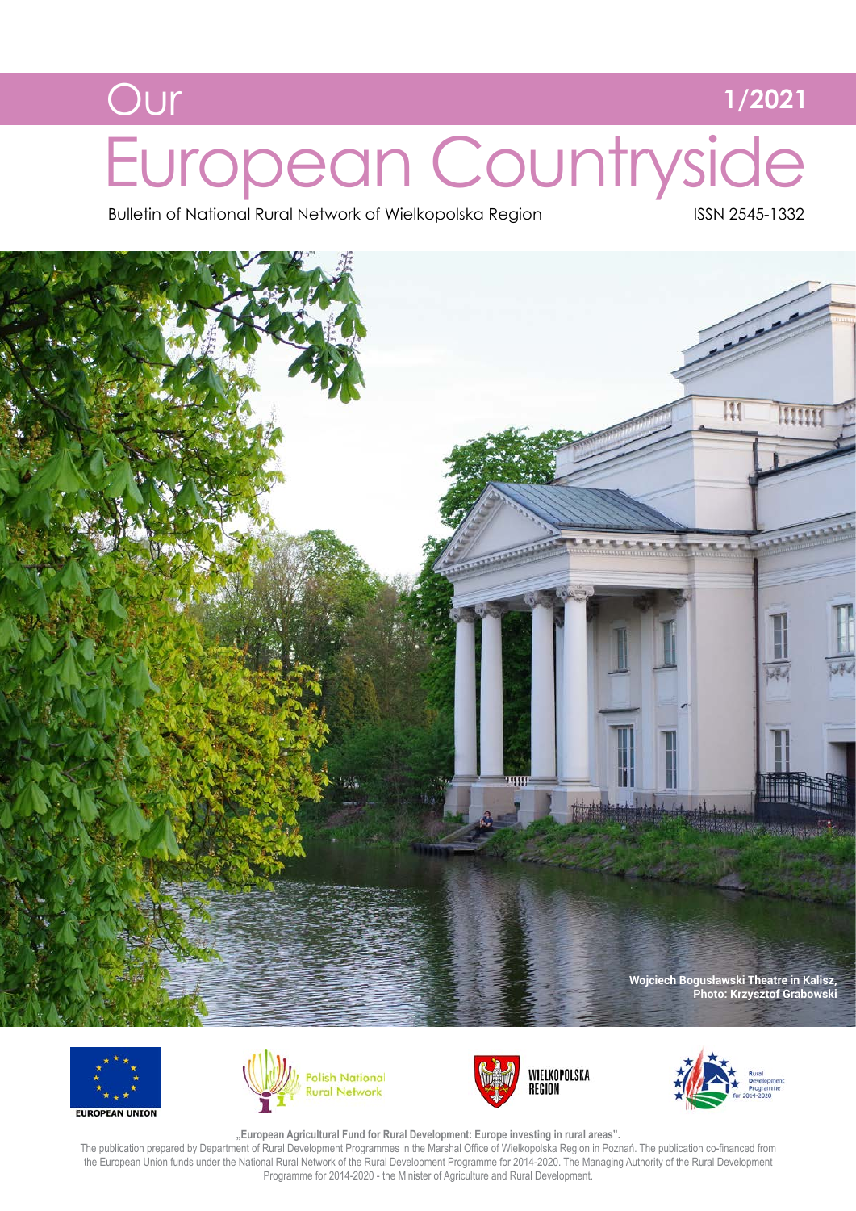# Our European Countryside

1/2021

Bulletin of National Rural Network of Wielkopolska Region

ISSN 2545-1332

**Wojciech Bogusławski Theatre in Kalisz, Photo: Krzysztof Grabowski**

EUROPEAN UNION

Polish National Rural Network

WIELKOPOLSKA REGION

Rural Development Programme for 2014-2020

**„European Agricultural Fund for Rural Development: Europe investing in rural areas".**

The publication prepared by Department of Rural Development Programmes in the Marshal Office of Wielkopolska Region in Poznań. The publication co-financed from the European Union funds under the National Rural Network of the Rural Development Programme for 2014-2020. The Managing Authority of the Rural Development Programme for 2014-2020 - the Minister of Agriculture and Rural Development.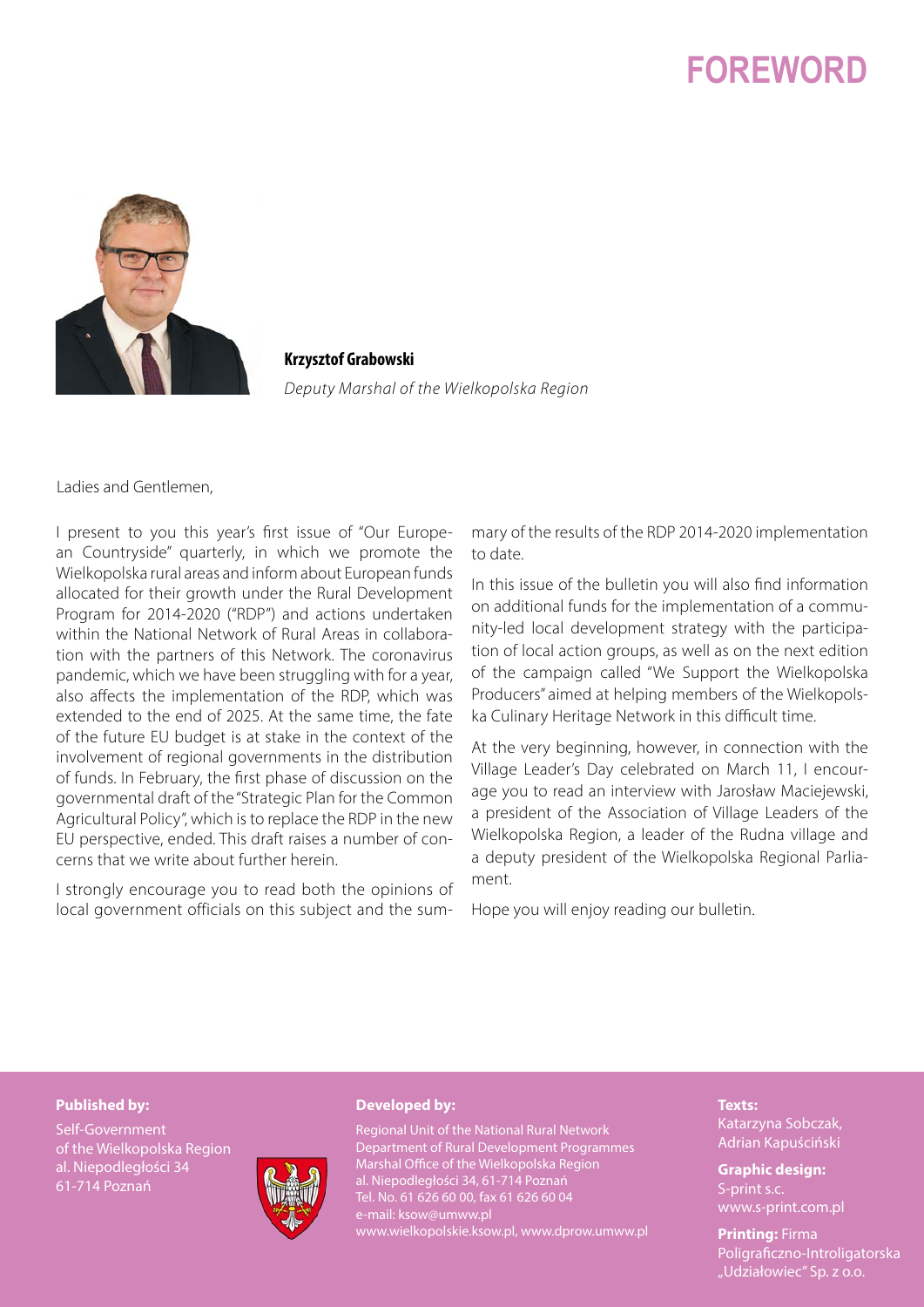# FOREWORD

**Krzysztof Grabowski**
*Deputy Marshal of the Wielkopolska Region*

Ladies and Gentlemen,

I present to you this year's first issue of "Our European Countryside" quarterly, in which we promote the Wielkopolska rural areas and inform about European funds allocated for their growth under the Rural Development Program for 2014-2020 ("RDP") and actions undertaken within the National Network of Rural Areas in collaboration with the partners of this Network. The coronavirus pandemic, which we have been struggling with for a year, also affects the implementation of the RDP, which was extended to the end of 2025. At the same time, the fate of the future EU budget is at stake in the context of the involvement of regional governments in the distribution of funds. In February, the first phase of discussion on the governmental draft of the "Strategic Plan for the Common Agricultural Policy", which is to replace the RDP in the new EU perspective, ended. This draft raises a number of concerns that we write about further herein.

I strongly encourage you to read both the opinions of local government officials on this subject and the summary of the results of the RDP 2014-2020 implementation to date.

In this issue of the bulletin you will also find information on additional funds for the implementation of a community-led local development strategy with the participation of local action groups, as well as on the next edition of the campaign called "We Support the Wielkopolska Producers" aimed at helping members of the Wielkopolska Culinary Heritage Network in this difficult time.

At the very beginning, however, in connection with the Village Leader's Day celebrated on March 11, I encourage you to read an interview with Jarosław Maciejewski, a president of the Association of Village Leaders of the Wielkopolska Region, a leader of the Rudna village and a deputy president of the Wielkopolska Regional Parliament.

Hope you will enjoy reading our bulletin.

**Published by:**
Self-Government of the Wielkopolska Region
al. Niepodległości 34
61-714 Poznań

**Developed by:**
Regional Unit of the National Rural Network
Department of Rural Development Programmes
Marshal Office of the Wielkopolska Region
al. Niepodległości 34, 61-714 Poznań
Tel. No. 61 626 60 00, fax 61 626 60 04
e-mail: ksow@umww.pl
www.wielkopolskie.ksow.pl, www.dprow.umww.pl

**Texts:**
Katarzyna Sobczak, Adrian Kapuściński

**Graphic design:**
S-print s.c.
www.s-print.com.pl

**Printing:** Firma Poligraficzno-Introligatorska „Udziałowiec" Sp. z o.o.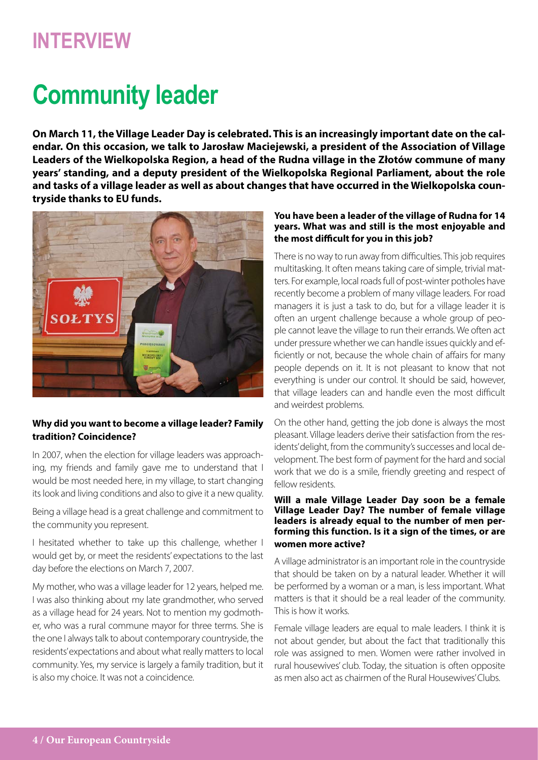# INTERVIEW

# Community leader

**On March 11, the Village Leader Day is celebrated. This is an increasingly important date on the calendar. On this occasion, we talk to Jarosław Maciejewski, a president of the Association of Village Leaders of the Wielkopolska Region, a head of the Rudna village in the Złotów commune of many years' standing, and a deputy president of the Wielkopolska Regional Parliament, about the role and tasks of a village leader as well as about changes that have occurred in the Wielkopolska countryside thanks to EU funds.**

**Why did you want to become a village leader? Family tradition? Coincidence?**

In 2007, when the election for village leaders was approaching, my friends and family gave me to understand that I would be most needed here, in my village, to start changing its look and living conditions and also to give it a new quality.

Being a village head is a great challenge and commitment to the community you represent.

I hesitated whether to take up this challenge, whether I would get by, or meet the residents' expectations to the last day before the elections on March 7, 2007.

My mother, who was a village leader for 12 years, helped me. I was also thinking about my late grandmother, who served as a village head for 24 years. Not to mention my godmother, who was a rural commune mayor for three terms. She is the one I always talk to about contemporary countryside, the residents' expectations and about what really matters to local community. Yes, my service is largely a family tradition, but it is also my choice. It was not a coincidence.

**You have been a leader of the village of Rudna for 14 years. What was and still is the most enjoyable and the most difficult for you in this job?**

There is no way to run away from difficulties. This job requires multitasking. It often means taking care of simple, trivial matters. For example, local roads full of post-winter potholes have recently become a problem of many village leaders. For road managers it is just a task to do, but for a village leader it is often an urgent challenge because a whole group of people cannot leave the village to run their errands. We often act under pressure whether we can handle issues quickly and efficiently or not, because the whole chain of affairs for many people depends on it. It is not pleasant to know that not everything is under our control. It should be said, however, that village leaders can and handle even the most difficult and weirdest problems.

On the other hand, getting the job done is always the most pleasant. Village leaders derive their satisfaction from the residents' delight, from the community's successes and local development. The best form of payment for the hard and social work that we do is a smile, friendly greeting and respect of fellow residents.

**Will a male Village Leader Day soon be a female Village Leader Day? The number of female village leaders is already equal to the number of men performing this function. Is it a sign of the times, or are women more active?**

A village administrator is an important role in the countryside that should be taken on by a natural leader. Whether it will be performed by a woman or a man, is less important. What matters is that it should be a real leader of the community. This is how it works.

Female village leaders are equal to male leaders. I think it is not about gender, but about the fact that traditionally this role was assigned to men. Women were rather involved in rural housewives' club. Today, the situation is often opposite as men also act as chairmen of the Rural Housewives' Clubs.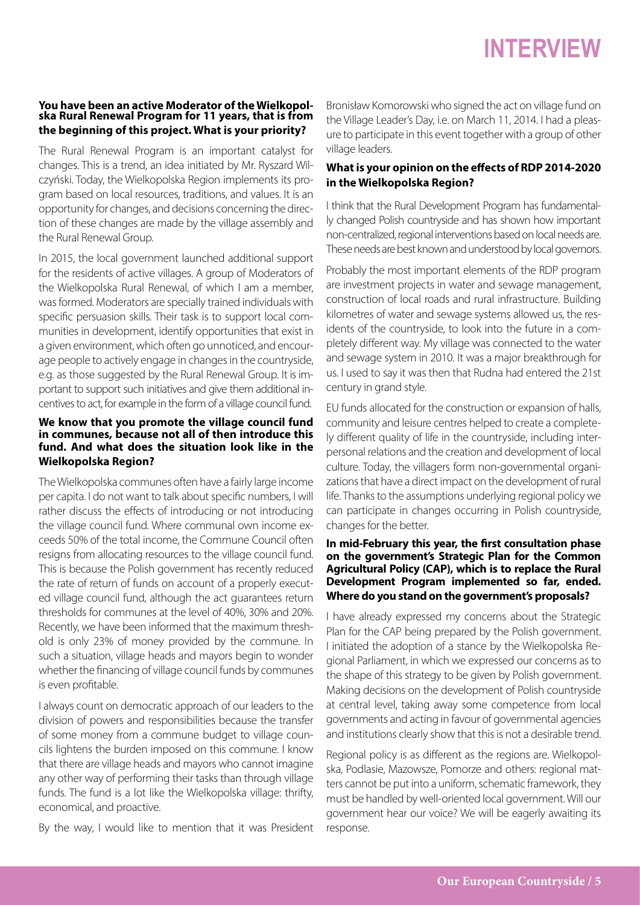# INTERVIEW

**You have been an active Moderator of the Wielkopolska Rural Renewal Program for 11 years, that is from the beginning of this project. What is your priority?**

The Rural Renewal Program is an important catalyst for changes. This is a trend, an idea initiated by Mr. Ryszard Wilczyński. Today, the Wielkopolska Region implements its program based on local resources, traditions, and values. It is an opportunity for changes, and decisions concerning the direction of these changes are made by the village assembly and the Rural Renewal Group.

In 2015, the local government launched additional support for the residents of active villages. A group of Moderators of the Wielkopolska Rural Renewal, of which I am a member, was formed. Moderators are specially trained individuals with specific persuasion skills. Their task is to support local communities in development, identify opportunities that exist in a given environment, which often go unnoticed, and encourage people to actively engage in changes in the countryside, e.g. as those suggested by the Rural Renewal Group. It is important to support such initiatives and give them additional incentives to act, for example in the form of a village council fund.

**We know that you promote the village council fund in communes, because not all of then introduce this fund. And what does the situation look like in the Wielkopolska Region?**

The Wielkopolska communes often have a fairly large income per capita. I do not want to talk about specific numbers, I will rather discuss the effects of introducing or not introducing the village council fund. Where communal own income exceeds 50% of the total income, the Commune Council often resigns from allocating resources to the village council fund. This is because the Polish government has recently reduced the rate of return of funds on account of a properly executed village council fund, although the act guarantees return thresholds for communes at the level of 40%, 30% and 20%. Recently, we have been informed that the maximum threshold is only 23% of money provided by the commune. In such a situation, village heads and mayors begin to wonder whether the financing of village council funds by communes is even profitable.

I always count on democratic approach of our leaders to the division of powers and responsibilities because the transfer of some money from a commune budget to village councils lightens the burden imposed on this commune. I know that there are village heads and mayors who cannot imagine any other way of performing their tasks than through village funds. The fund is a lot like the Wielkopolska village: thrifty, economical, and proactive.

By the way, I would like to mention that it was President Bronisław Komorowski who signed the act on village fund on the Village Leader's Day, i.e. on March 11, 2014. I had a pleasure to participate in this event together with a group of other village leaders.

**What is your opinion on the effects of RDP 2014-2020 in the Wielkopolska Region?**

I think that the Rural Development Program has fundamentally changed Polish countryside and has shown how important non-centralized, regional interventions based on local needs are. These needs are best known and understood by local governors.

Probably the most important elements of the RDP program are investment projects in water and sewage management, construction of local roads and rural infrastructure. Building kilometres of water and sewage systems allowed us, the residents of the countryside, to look into the future in a completely different way. My village was connected to the water and sewage system in 2010. It was a major breakthrough for us. I used to say it was then that Rudna had entered the 21st century in grand style.

EU funds allocated for the construction or expansion of halls, community and leisure centres helped to create a completely different quality of life in the countryside, including interpersonal relations and the creation and development of local culture. Today, the villagers form non-governmental organizations that have a direct impact on the development of rural life. Thanks to the assumptions underlying regional policy we can participate in changes occurring in Polish countryside, changes for the better.

**In mid-February this year, the first consultation phase on the government's Strategic Plan for the Common Agricultural Policy (CAP), which is to replace the Rural Development Program implemented so far, ended. Where do you stand on the government's proposals?**

I have already expressed my concerns about the Strategic Plan for the CAP being prepared by the Polish government. I initiated the adoption of a stance by the Wielkopolska Regional Parliament, in which we expressed our concerns as to the shape of this strategy to be given by Polish government. Making decisions on the development of Polish countryside at central level, taking away some competence from local governments and acting in favour of governmental agencies and institutions clearly show that this is not a desirable trend.

Regional policy is as different as the regions are. Wielkopolska, Podlasie, Mazowsze, Pomorze and others: regional matters cannot be put into a uniform, schematic framework, they must be handled by well-oriented local government. Will our government hear our voice? We will be eagerly awaiting its response.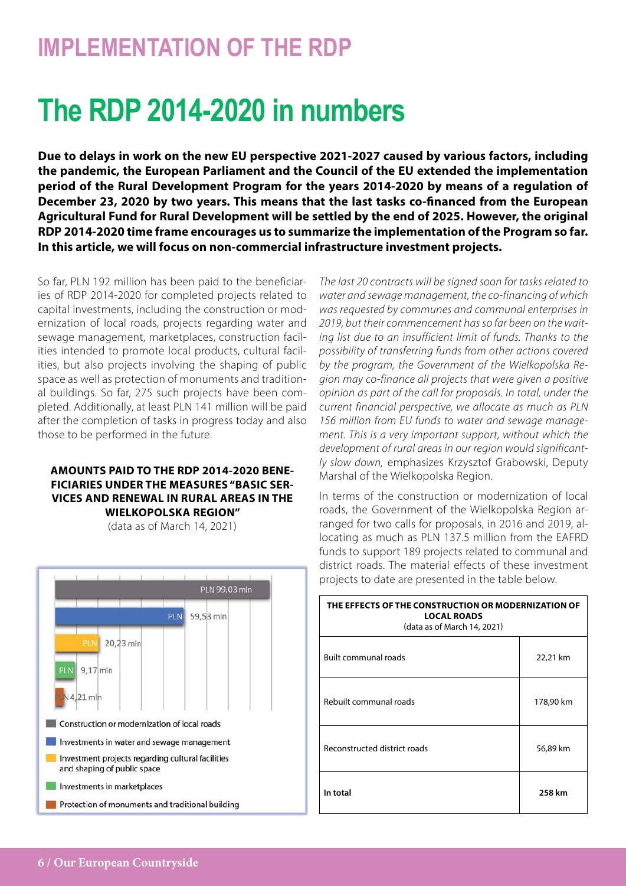# IMPLEMENTATION OF THE RDP

# The RDP 2014-2020 in numbers

**Due to delays in work on the new EU perspective 2021-2027 caused by various factors, including the pandemic, the European Parliament and the Council of the EU extended the implementation period of the Rural Development Program for the years 2014-2020 by means of a regulation of December 23, 2020 by two years. This means that the last tasks co-financed from the European Agricultural Fund for Rural Development will be settled by the end of 2025. However, the original RDP 2014-2020 time frame encourages us to summarize the implementation of the Program so far. In this article, we will focus on non-commercial infrastructure investment projects.**

So far, PLN 192 million has been paid to the beneficiaries of RDP 2014-2020 for completed projects related to capital investments, including the construction or modernization of local roads, projects regarding water and sewage management, marketplaces, construction facilities intended to promote local products, cultural facilities, but also projects involving the shaping of public space as well as protection of monuments and traditional buildings. So far, 275 such projects have been completed. Additionally, at least PLN 141 million will be paid after the completion of tasks in progress today and also those to be performed in the future.

**AMOUNTS PAID TO THE RDP 2014-2020 BENEFICIARIES UNDER THE MEASURES "BASIC SERVICES AND RENEWAL IN RURAL AREAS IN THE WIELKOPOLSKA REGION"**
(data as of March 14, 2021)

| Category | Amount |
| --- | --- |
| Construction or modernization of local roads | PLN 99,03 mln |
| Investments in water and sewage management | PLN 59,53 mln |
| Investment projects regarding cultural facilities and shaping of public space | PLN 20,23 mln |
| Investments in marketplaces | PLN 9,17 mln |
| Protection of monuments and traditional building | PLN 4,21 mln |

*The last 20 contracts will be signed soon for tasks related to water and sewage management, the co-financing of which was requested by communes and communal enterprises in 2019, but their commencement has so far been on the waiting list due to an insufficient limit of funds. Thanks to the possibility of transferring funds from other actions covered by the program, the Government of the Wielkopolska Region may co-finance all projects that were given a positive opinion as part of the call for proposals. In total, under the current financial perspective, we allocate as much as PLN 156 million from EU funds to water and sewage management. This is a very important support, without which the development of rural areas in our region would significantly slow down,* emphasizes Krzysztof Grabowski, Deputy Marshal of the Wielkopolska Region.

In terms of the construction or modernization of local roads, the Government of the Wielkopolska Region arranged for two calls for proposals, in 2016 and 2019, allocating as much as PLN 137.5 million from the EAFRD funds to support 189 projects related to communal and district roads. The material effects of these investment projects to date are presented in the table below.

| THE EFFECTS OF THE CONSTRUCTION OR MODERNIZATION OF LOCAL ROADS (data as of March 14, 2021) | |
| --- | --- |
| Built communal roads | 22,21 km |
| Rebuilt communal roads | 178,90 km |
| Reconstructed district roads | 56,89 km |
| **In total** | **258 km** |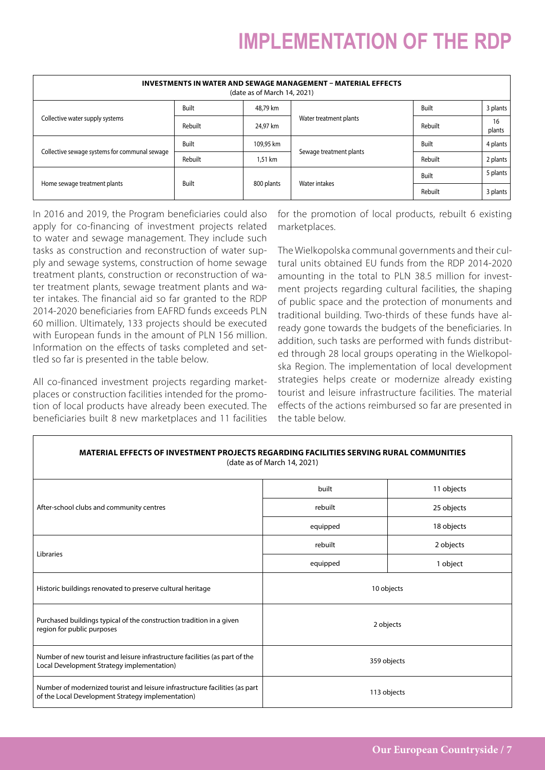# IMPLEMENTATION OF THE RDP

| INVESTMENTS IN WATER AND SEWAGE MANAGEMENT – MATERIAL EFFECTS (date as of March 14, 2021) | | | | | |
|---|---|---|---|---|---|
| Collective water supply systems | Built | 48,79 km | Water treatment plants | Built | 3 plants |
| | Rebuilt | 24,97 km | | Rebuilt | 16 plants |
| Collective sewage systems for communal sewage | Built | 109,95 km | Sewage treatment plants | Built | 4 plants |
| | Rebuilt | 1,51 km | | Rebuilt | 2 plants |
| Home sewage treatment plants | Built | 800 plants | Water intakes | Built | 5 plants |
| | | | | Rebuilt | 3 plants |

In 2016 and 2019, the Program beneficiaries could also apply for co-financing of investment projects related to water and sewage management. They include such tasks as construction and reconstruction of water supply and sewage systems, construction of home sewage treatment plants, construction or reconstruction of water treatment plants, sewage treatment plants and water intakes. The financial aid so far granted to the RDP 2014-2020 beneficiaries from EAFRD funds exceeds PLN 60 million. Ultimately, 133 projects should be executed with European funds in the amount of PLN 156 million. Information on the effects of tasks completed and settled so far is presented in the table below.

All co-financed investment projects regarding marketplaces or construction facilities intended for the promotion of local products have already been executed. The beneficiaries built 8 new marketplaces and 11 facilities for the promotion of local products, rebuilt 6 existing marketplaces.

The Wielkopolska communal governments and their cultural units obtained EU funds from the RDP 2014-2020 amounting in the total to PLN 38.5 million for investment projects regarding cultural facilities, the shaping of public space and the protection of monuments and traditional building. Two-thirds of these funds have already gone towards the budgets of the beneficiaries. In addition, such tasks are performed with funds distributed through 28 local groups operating in the Wielkopolska Region. The implementation of local development strategies helps create or modernize already existing tourist and leisure infrastructure facilities. The material effects of the actions reimbursed so far are presented in the table below.

| MATERIAL EFFECTS OF INVESTMENT PROJECTS REGARDING FACILITIES SERVING RURAL COMMUNITIES (date as of March 14, 2021) | | |
|---|---|---|
| After-school clubs and community centres | built | 11 objects |
| | rebuilt | 25 objects |
| | equipped | 18 objects |
| Libraries | rebuilt | 2 objects |
| | equipped | 1 object |
| Historic buildings renovated to preserve cultural heritage | 10 objects | |
| Purchased buildings typical of the construction tradition in a given region for public purposes | 2 objects | |
| Number of new tourist and leisure infrastructure facilities (as part of the Local Development Strategy implementation) | 359 objects | |
| Number of modernized tourist and leisure infrastructure facilities (as part of the Local Development Strategy implementation) | 113 objects | |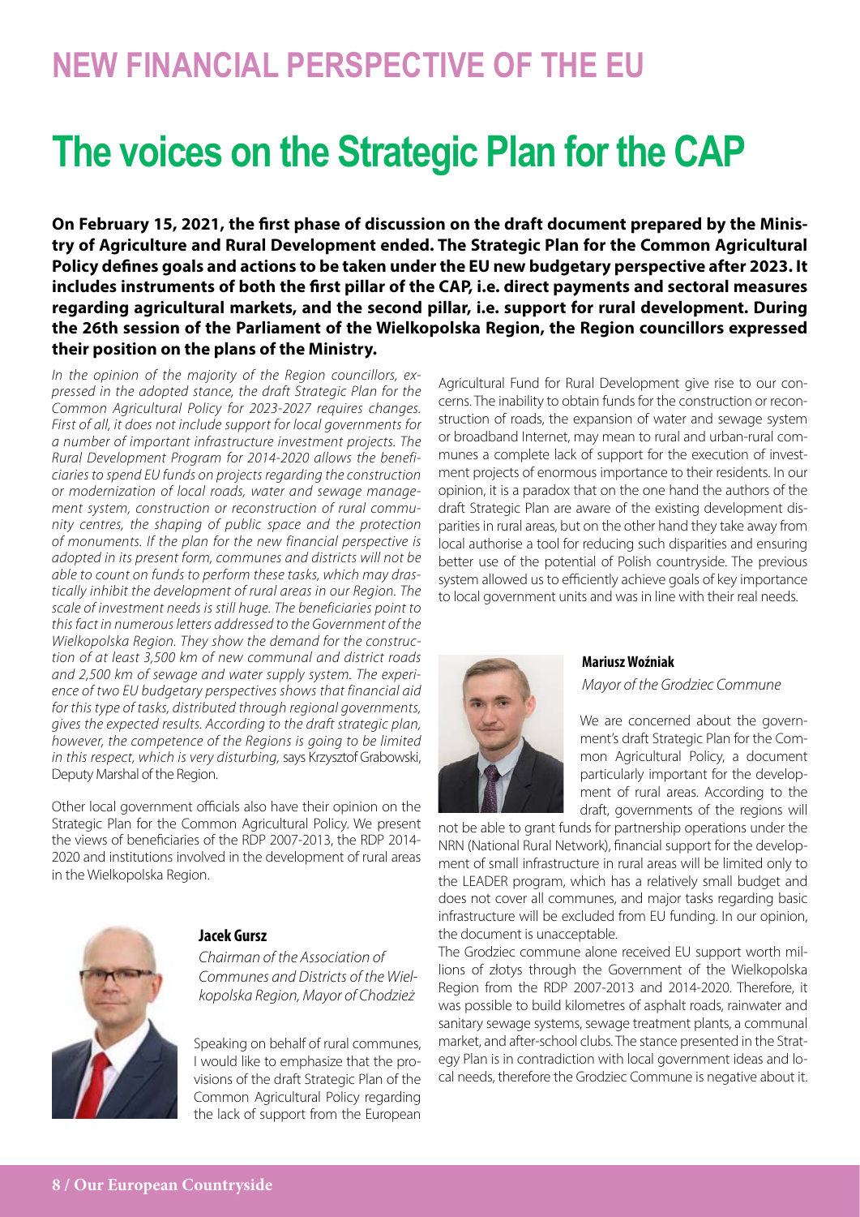# NEW FINANCIAL PERSPECTIVE OF THE EU

# The voices on the Strategic Plan for the CAP

**On February 15, 2021, the first phase of discussion on the draft document prepared by the Ministry of Agriculture and Rural Development ended. The Strategic Plan for the Common Agricultural Policy defines goals and actions to be taken under the EU new budgetary perspective after 2023. It includes instruments of both the first pillar of the CAP, i.e. direct payments and sectoral measures regarding agricultural markets, and the second pillar, i.e. support for rural development. During the 26th session of the Parliament of the Wielkopolska Region, the Region councillors expressed their position on the plans of the Ministry.**

*In the opinion of the majority of the Region councillors, expressed in the adopted stance, the draft Strategic Plan for the Common Agricultural Policy for 2023-2027 requires changes. First of all, it does not include support for local governments for a number of important infrastructure investment projects. The Rural Development Program for 2014-2020 allows the beneficiaries to spend EU funds on projects regarding the construction or modernization of local roads, water and sewage management system, construction or reconstruction of rural community centres, the shaping of public space and the protection of monuments. If the plan for the new financial perspective is adopted in its present form, communes and districts will not be able to count on funds to perform these tasks, which may drastically inhibit the development of rural areas in our Region. The scale of investment needs is still huge. The beneficiaries point to this fact in numerous letters addressed to the Government of the Wielkopolska Region. They show the demand for the construction of at least 3,500 km of new communal and district roads and 2,500 km of sewage and water supply system. The experience of two EU budgetary perspectives shows that financial aid for this type of tasks, distributed through regional governments, gives the expected results. According to the draft strategic plan, however, the competence of the Regions is going to be limited in this respect, which is very disturbing,* says Krzysztof Grabowski, Deputy Marshal of the Region.

Other local government officials also have their opinion on the Strategic Plan for the Common Agricultural Policy. We present the views of beneficiaries of the RDP 2007-2013, the RDP 2014-2020 and institutions involved in the development of rural areas in the Wielkopolska Region.

**Jacek Gursz**

*Chairman of the Association of Communes and Districts of the Wielkopolska Region, Mayor of Chodzież*

Speaking on behalf of rural communes, I would like to emphasize that the provisions of the draft Strategic Plan of the Common Agricultural Policy regarding the lack of support from the European Agricultural Fund for Rural Development give rise to our concerns. The inability to obtain funds for the construction or reconstruction of roads, the expansion of water and sewage system or broadband Internet, may mean to rural and urban-rural communes a complete lack of support for the execution of investment projects of enormous importance to their residents. In our opinion, it is a paradox that on the one hand the authors of the draft Strategic Plan are aware of the existing development disparities in rural areas, but on the other hand they take away from local authorise a tool for reducing such disparities and ensuring better use of the potential of Polish countryside. The previous system allowed us to efficiently achieve goals of key importance to local government units and was in line with their real needs.

**Mariusz Woźniak**

*Mayor of the Grodziec Commune*

We are concerned about the government's draft Strategic Plan for the Common Agricultural Policy, a document particularly important for the development of rural areas. According to the draft, governments of the regions will not be able to grant funds for partnership operations under the NRN (National Rural Network), financial support for the development of small infrastructure in rural areas will be limited only to the LEADER program, which has a relatively small budget and does not cover all communes, and major tasks regarding basic infrastructure will be excluded from EU funding. In our opinion, the document is unacceptable.

The Grodziec commune alone received EU support worth millions of złotys through the Government of the Wielkopolska Region from the RDP 2007-2013 and 2014-2020. Therefore, it was possible to build kilometres of asphalt roads, rainwater and sanitary sewage systems, sewage treatment plants, a communal market, and after-school clubs. The stance presented in the Strategy Plan is in contradiction with local government ideas and local needs, therefore the Grodziec Commune is negative about it.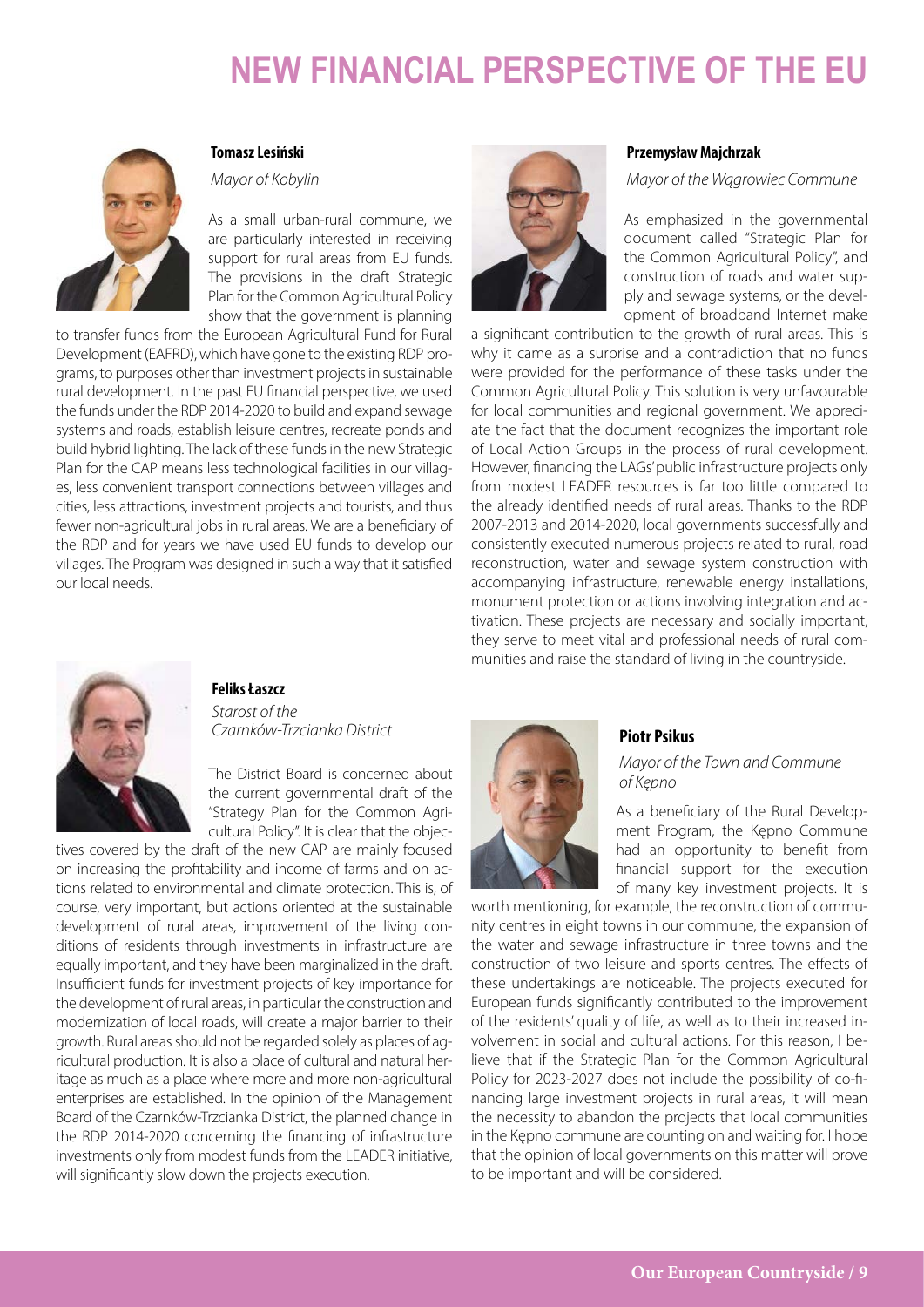# NEW FINANCIAL PERSPECTIVE OF THE EU

**Tomasz Lesiński**

*Mayor of Kobylin*

As a small urban-rural commune, we are particularly interested in receiving support for rural areas from EU funds. The provisions in the draft Strategic Plan for the Common Agricultural Policy show that the government is planning to transfer funds from the European Agricultural Fund for Rural Development (EAFRD), which have gone to the existing RDP programs, to purposes other than investment projects in sustainable rural development. In the past EU financial perspective, we used the funds under the RDP 2014-2020 to build and expand sewage systems and roads, establish leisure centres, recreate ponds and build hybrid lighting. The lack of these funds in the new Strategic Plan for the CAP means less technological facilities in our villages, less convenient transport connections between villages and cities, less attractions, investment projects and tourists, and thus fewer non-agricultural jobs in rural areas. We are a beneficiary of the RDP and for years we have used EU funds to develop our villages. The Program was designed in such a way that it satisfied our local needs.

**Przemysław Majchrzak**

*Mayor of the Wągrowiec Commune*

As emphasized in the governmental document called "Strategic Plan for the Common Agricultural Policy", and construction of roads and water supply and sewage systems, or the development of broadband Internet make a significant contribution to the growth of rural areas. This is why it came as a surprise and a contradiction that no funds were provided for the performance of these tasks under the Common Agricultural Policy. This solution is very unfavourable for local communities and regional government. We appreciate the fact that the document recognizes the important role of Local Action Groups in the process of rural development. However, financing the LAGs' public infrastructure projects only from modest LEADER resources is far too little compared to the already identified needs of rural areas. Thanks to the RDP 2007-2013 and 2014-2020, local governments successfully and consistently executed numerous projects related to rural, road reconstruction, water and sewage system construction with accompanying infrastructure, renewable energy installations, monument protection or actions involving integration and activation. These projects are necessary and socially important, they serve to meet vital and professional needs of rural communities and raise the standard of living in the countryside.

**Feliks Łaszcz**

*Starost of the Czarnków-Trzcianka District*

The District Board is concerned about the current governmental draft of the "Strategy Plan for the Common Agricultural Policy". It is clear that the objectives covered by the draft of the new CAP are mainly focused on increasing the profitability and income of farms and on actions related to environmental and climate protection. This is, of course, very important, but actions oriented at the sustainable development of rural areas, improvement of the living conditions of residents through investments in infrastructure are equally important, and they have been marginalized in the draft. Insufficient funds for investment projects of key importance for the development of rural areas, in particular the construction and modernization of local roads, will create a major barrier to their growth. Rural areas should not be regarded solely as places of agricultural production. It is also a place of cultural and natural heritage as much as a place where more and more non-agricultural enterprises are established. In the opinion of the Management Board of the Czarnków-Trzcianka District, the planned change in the RDP 2014-2020 concerning the financing of infrastructure investments only from modest funds from the LEADER initiative, will significantly slow down the projects execution.

**Piotr Psikus**

*Mayor of the Town and Commune of Kępno*

As a beneficiary of the Rural Development Program, the Kępno Commune had an opportunity to benefit from financial support for the execution of many key investment projects. It is worth mentioning, for example, the reconstruction of community centres in eight towns in our commune, the expansion of the water and sewage infrastructure in three towns and the construction of two leisure and sports centres. The effects of these undertakings are noticeable. The projects executed for European funds significantly contributed to the improvement of the residents' quality of life, as well as to their increased involvement in social and cultural actions. For this reason, I believe that if the Strategic Plan for the Common Agricultural Policy for 2023-2027 does not include the possibility of co-financing large investment projects in rural areas, it will mean the necessity to abandon the projects that local communities in the Kępno commune are counting on and waiting for. I hope that the opinion of local governments on this matter will prove to be important and will be considered.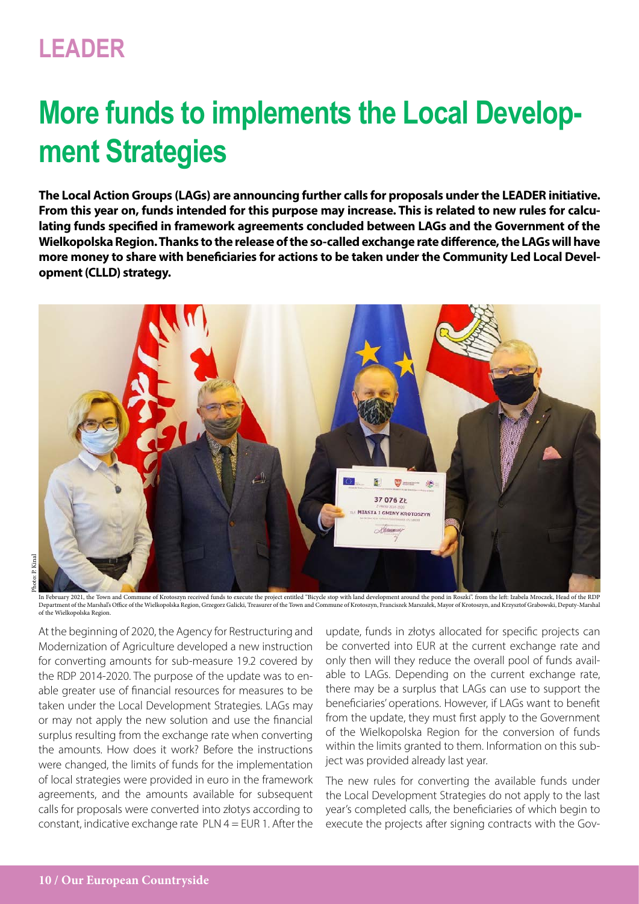# More funds to implements the Local Development Strategies

**The Local Action Groups (LAGs) are announcing further calls for proposals under the LEADER initiative. From this year on, funds intended for this purpose may increase. This is related to new rules for calculating funds specified in framework agreements concluded between LAGs and the Government of the Wielkopolska Region. Thanks to the release of the so-called exchange rate difference, the LAGs will have more money to share with beneficiaries for actions to be taken under the Community Led Local Development (CLLD) strategy.**

Photo: P. Kinal

In February 2021, the Town and Commune of Krotoszyn received funds to execute the project entitled "Bicycle stop with land development around the pond in Roszki". from the left: Izabela Mroczek, Head of the RDP Department of the Marshal's Office of the Wielkopolska Region, Grzegorz Galicki, Treasurer of the Town and Commune of Krotoszyn, Franciszek Marszałek, Mayor of Krotoszyn, and Krzysztof Grabowski, Deputy-Marshal of the Wielkopolska Region.

At the beginning of 2020, the Agency for Restructuring and Modernization of Agriculture developed a new instruction for converting amounts for sub-measure 19.2 covered by the RDP 2014-2020. The purpose of the update was to enable greater use of financial resources for measures to be taken under the Local Development Strategies. LAGs may or may not apply the new solution and use the financial surplus resulting from the exchange rate when converting the amounts. How does it work? Before the instructions were changed, the limits of funds for the implementation of local strategies were provided in euro in the framework agreements, and the amounts available for subsequent calls for proposals were converted into złotys according to constant, indicative exchange rate PLN 4 = EUR 1. After the update, funds in złotys allocated for specific projects can be converted into EUR at the current exchange rate and only then will they reduce the overall pool of funds available to LAGs. Depending on the current exchange rate, there may be a surplus that LAGs can use to support the beneficiaries' operations. However, if LAGs want to benefit from the update, they must first apply to the Government of the Wielkopolska Region for the conversion of funds within the limits granted to them. Information on this subject was provided already last year.

The new rules for converting the available funds under the Local Development Strategies do not apply to the last year's completed calls, the beneficiaries of which begin to execute the projects after signing contracts with the Gov-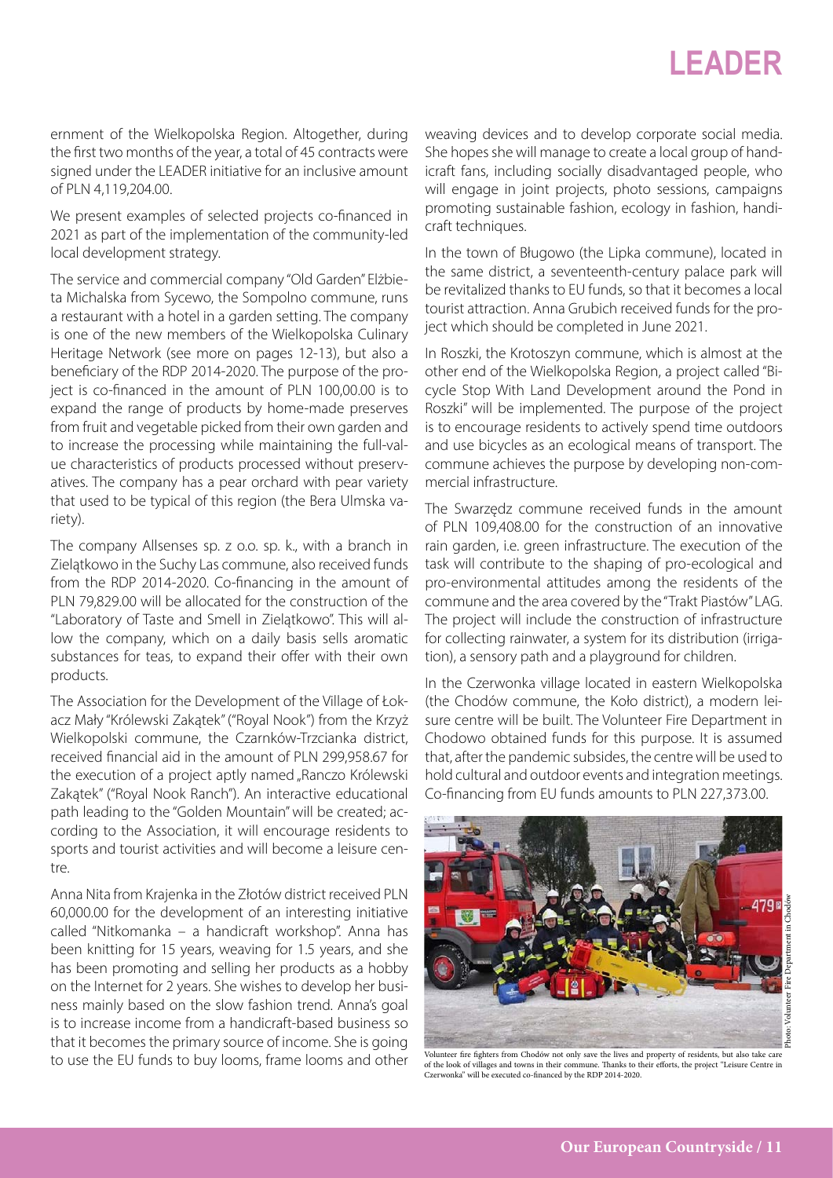ernment of the Wielkopolska Region. Altogether, during the first two months of the year, a total of 45 contracts were signed under the LEADER initiative for an inclusive amount of PLN 4,119,204.00.

We present examples of selected projects co-financed in 2021 as part of the implementation of the community-led local development strategy.

The service and commercial company "Old Garden" Elżbieta Michalska from Sycewo, the Sompolno commune, runs a restaurant with a hotel in a garden setting. The company is one of the new members of the Wielkopolska Culinary Heritage Network (see more on pages 12-13), but also a beneficiary of the RDP 2014-2020. The purpose of the project is co-financed in the amount of PLN 100,00.00 is to expand the range of products by home-made preserves from fruit and vegetable picked from their own garden and to increase the processing while maintaining the full-value characteristics of products processed without preservatives. The company has a pear orchard with pear variety that used to be typical of this region (the Bera Ulmska variety).

The company Allsenses sp. z o.o. sp. k., with a branch in Zielątkowo in the Suchy Las commune, also received funds from the RDP 2014-2020. Co-financing in the amount of PLN 79,829.00 will be allocated for the construction of the "Laboratory of Taste and Smell in Zielątkowo". This will allow the company, which on a daily basis sells aromatic substances for teas, to expand their offer with their own products.

The Association for the Development of the Village of Łokacz Mały "Królewski Zakątek" ("Royal Nook") from the Krzyż Wielkopolski commune, the Czarnków-Trzcianka district, received financial aid in the amount of PLN 299,958.67 for the execution of a project aptly named „Ranczo Królewski Zakątek" ("Royal Nook Ranch"). An interactive educational path leading to the "Golden Mountain" will be created; according to the Association, it will encourage residents to sports and tourist activities and will become a leisure centre.

Anna Nita from Krajenka in the Złotów district received PLN 60,000.00 for the development of an interesting initiative called "Nitkomanka – a handicraft workshop". Anna has been knitting for 15 years, weaving for 1.5 years, and she has been promoting and selling her products as a hobby on the Internet for 2 years. She wishes to develop her business mainly based on the slow fashion trend. Anna's goal is to increase income from a handicraft-based business so that it becomes the primary source of income. She is going to use the EU funds to buy looms, frame looms and other weaving devices and to develop corporate social media. She hopes she will manage to create a local group of handicraft fans, including socially disadvantaged people, who will engage in joint projects, photo sessions, campaigns promoting sustainable fashion, ecology in fashion, handicraft techniques.

In the town of Bługowo (the Lipka commune), located in the same district, a seventeenth-century palace park will be revitalized thanks to EU funds, so that it becomes a local tourist attraction. Anna Grubich received funds for the project which should be completed in June 2021.

In Roszki, the Krotoszyn commune, which is almost at the other end of the Wielkopolska Region, a project called "Bicycle Stop With Land Development around the Pond in Roszki" will be implemented. The purpose of the project is to encourage residents to actively spend time outdoors and use bicycles as an ecological means of transport. The commune achieves the purpose by developing non-commercial infrastructure.

The Swarzędz commune received funds in the amount of PLN 109,408.00 for the construction of an innovative rain garden, i.e. green infrastructure. The execution of the task will contribute to the shaping of pro-ecological and pro-environmental attitudes among the residents of the commune and the area covered by the "Trakt Piastów" LAG. The project will include the construction of infrastructure for collecting rainwater, a system for its distribution (irrigation), a sensory path and a playground for children.

In the Czerwonka village located in eastern Wielkopolska (the Chodów commune, the Koło district), a modern leisure centre will be built. The Volunteer Fire Department in Chodowo obtained funds for this purpose. It is assumed that, after the pandemic subsides, the centre will be used to hold cultural and outdoor events and integration meetings. Co-financing from EU funds amounts to PLN 227,373.00.

Photo: Volunteer Fire Department in Chodów

Volunteer fire fighters from Chodów not only save the lives and property of residents, but also take care of the look of villages and towns in their commune. Thanks to their efforts, the project "Leisure Centre in Czerwonka" will be executed co-financed by the RDP 2014-2020.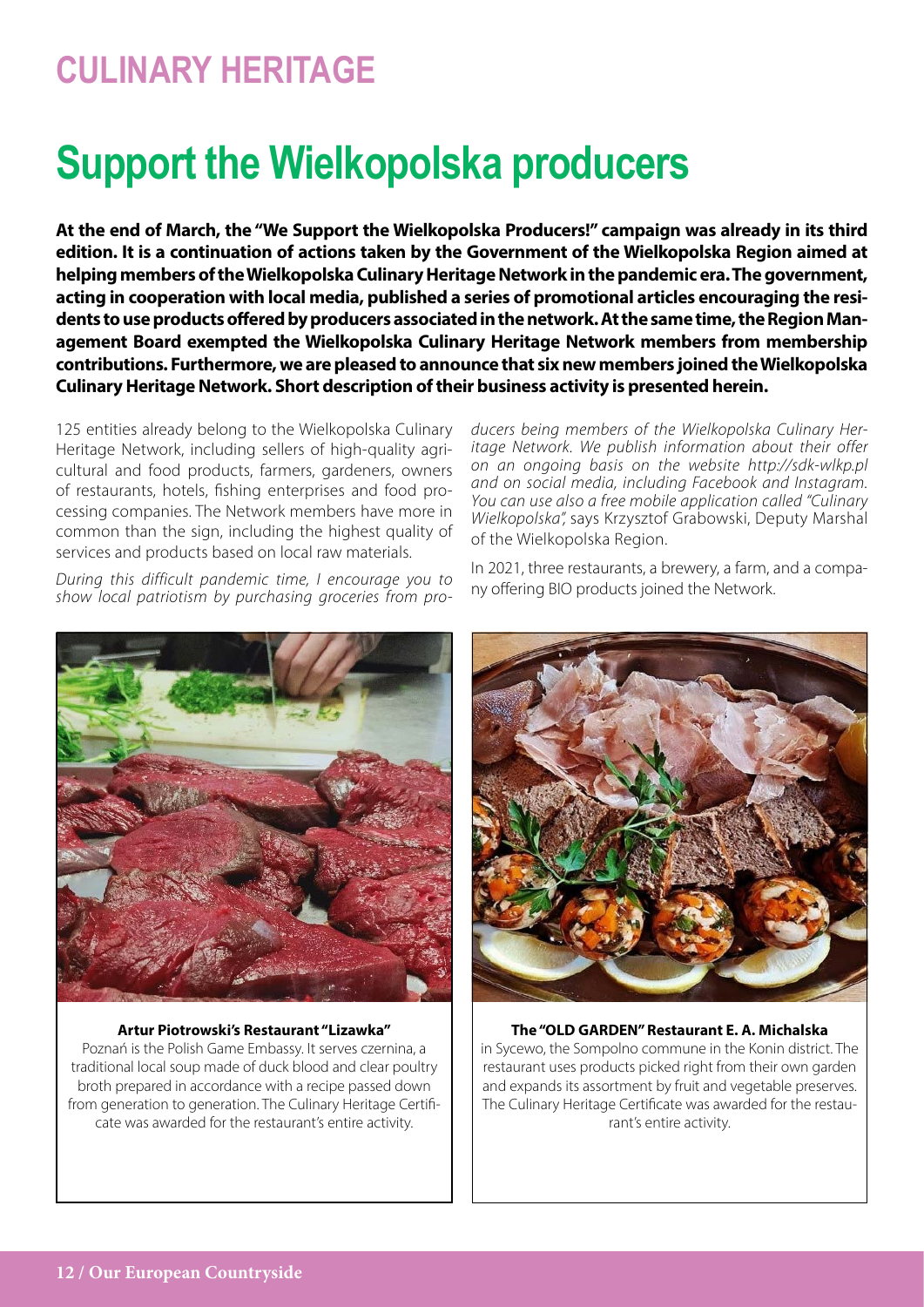# CULINARY HERITAGE

# Support the Wielkopolska producers

**At the end of March, the "We Support the Wielkopolska Producers!" campaign was already in its third edition. It is a continuation of actions taken by the Government of the Wielkopolska Region aimed at helping members of the Wielkopolska Culinary Heritage Network in the pandemic era. The government, acting in cooperation with local media, published a series of promotional articles encouraging the residents to use products offered by producers associated in the network. At the same time, the Region Management Board exempted the Wielkopolska Culinary Heritage Network members from membership contributions. Furthermore, we are pleased to announce that six new members joined the Wielkopolska Culinary Heritage Network. Short description of their business activity is presented herein.**

125 entities already belong to the Wielkopolska Culinary Heritage Network, including sellers of high-quality agricultural and food products, farmers, gardeners, owners of restaurants, hotels, fishing enterprises and food processing companies. The Network members have more in common than the sign, including the highest quality of services and products based on local raw materials.

*During this difficult pandemic time, I encourage you to show local patriotism by purchasing groceries from producers being members of the Wielkopolska Culinary Heritage Network. We publish information about their offer on an ongoing basis on the website http://sdk-wlkp.pl and on social media, including Facebook and Instagram. You can use also a free mobile application called "Culinary Wielkopolska",* says Krzysztof Grabowski, Deputy Marshal of the Wielkopolska Region.

In 2021, three restaurants, a brewery, a farm, and a company offering BIO products joined the Network.

**Artur Piotrowski's Restaurant "Lizawka"**
Poznań is the Polish Game Embassy. It serves czernina, a traditional local soup made of duck blood and clear poultry broth prepared in accordance with a recipe passed down from generation to generation. The Culinary Heritage Certificate was awarded for the restaurant's entire activity.

**The "OLD GARDEN" Restaurant E. A. Michalska**
in Sycewo, the Sompolno commune in the Konin district. The restaurant uses products picked right from their own garden and expands its assortment by fruit and vegetable preserves. The Culinary Heritage Certificate was awarded for the restaurant's entire activity.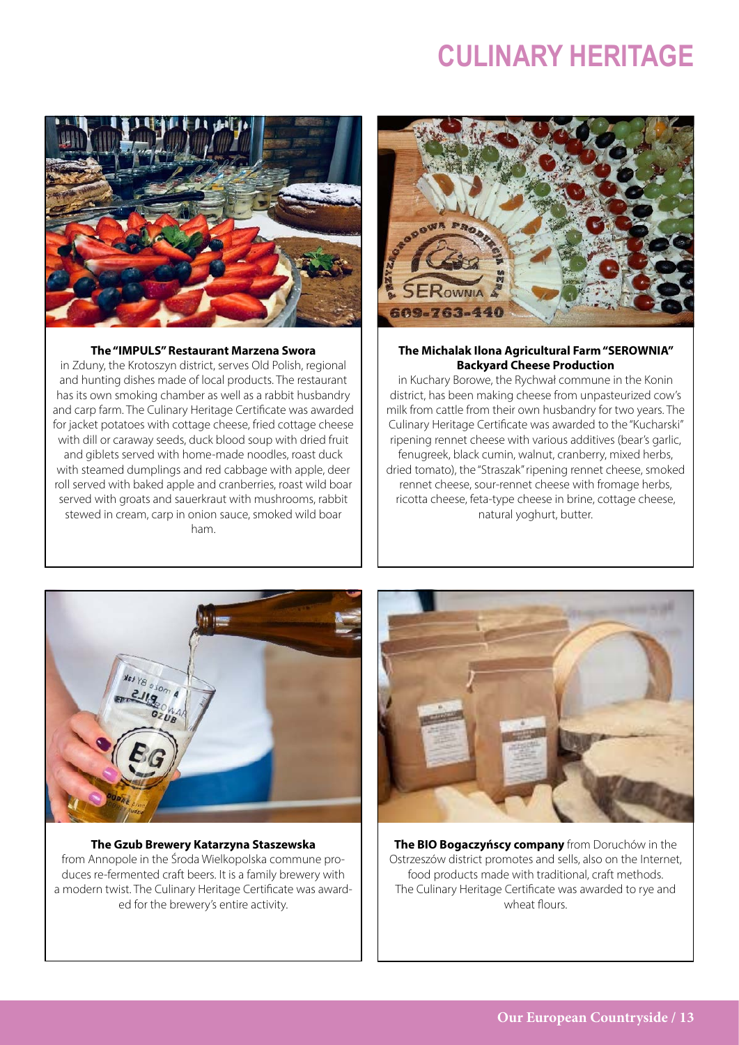# CULINARY HERITAGE

**The "IMPULS" Restaurant Marzena Swora** in Zduny, the Krotoszyn district, serves Old Polish, regional and hunting dishes made of local products. The restaurant has its own smoking chamber as well as a rabbit husbandry and carp farm. The Culinary Heritage Certificate was awarded for jacket potatoes with cottage cheese, fried cottage cheese with dill or caraway seeds, duck blood soup with dried fruit and giblets served with home-made noodles, roast duck with steamed dumplings and red cabbage with apple, deer roll served with baked apple and cranberries, roast wild boar served with groats and sauerkraut with mushrooms, rabbit stewed in cream, carp in onion sauce, smoked wild boar ham.

**The Michalak Ilona Agricultural Farm "SEROWNIA" Backyard Cheese Production** in Kuchary Borowe, the Rychwał commune in the Konin district, has been making cheese from unpasteurized cow's milk from cattle from their own husbandry for two years. The Culinary Heritage Certificate was awarded to the "Kucharski" ripening rennet cheese with various additives (bear's garlic, fenugreek, black cumin, walnut, cranberry, mixed herbs, dried tomato), the "Straszak" ripening rennet cheese, smoked rennet cheese, sour-rennet cheese with fromage herbs, ricotta cheese, feta-type cheese in brine, cottage cheese, natural yoghurt, butter.

**The Gzub Brewery Katarzyna Staszewska** from Annopole in the Środa Wielkopolska commune produces re-fermented craft beers. It is a family brewery with a modern twist. The Culinary Heritage Certificate was awarded for the brewery's entire activity.

**The BIO Bogaczyńscy company** from Doruchów in the Ostrzeszów district promotes and sells, also on the Internet, food products made with traditional, craft methods. The Culinary Heritage Certificate was awarded to rye and wheat flours.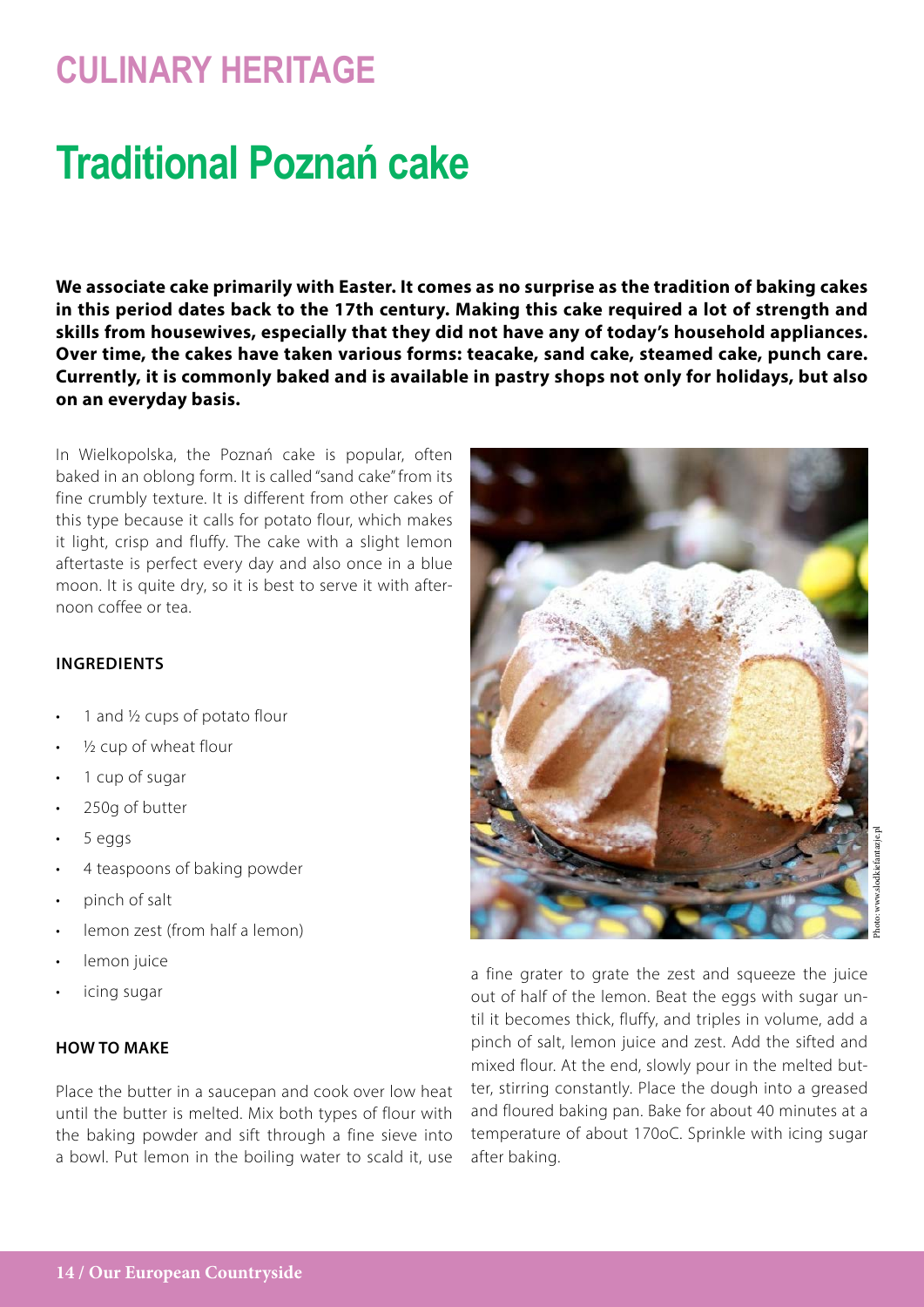# CULINARY HERITAGE

# Traditional Poznań cake

**We associate cake primarily with Easter. It comes as no surprise as the tradition of baking cakes in this period dates back to the 17th century. Making this cake required a lot of strength and skills from housewives, especially that they did not have any of today's household appliances. Over time, the cakes have taken various forms: teacake, sand cake, steamed cake, punch care. Currently, it is commonly baked and is available in pastry shops not only for holidays, but also on an everyday basis.**

In Wielkopolska, the Poznań cake is popular, often baked in an oblong form. It is called "sand cake" from its fine crumbly texture. It is different from other cakes of this type because it calls for potato flour, which makes it light, crisp and fluffy. The cake with a slight lemon aftertaste is perfect every day and also once in a blue moon. It is quite dry, so it is best to serve it with afternoon coffee or tea.

### INGREDIENTS

- 1 and ½ cups of potato flour
- ½ cup of wheat flour
- 1 cup of sugar
- 250g of butter
- 5 eggs
- 4 teaspoons of baking powder
- pinch of salt
- lemon zest (from half a lemon)
- lemon juice
- icing sugar

### HOW TO MAKE

Place the butter in a saucepan and cook over low heat until the butter is melted. Mix both types of flour with the baking powder and sift through a fine sieve into a bowl. Put lemon in the boiling water to scald it, use a fine grater to grate the zest and squeeze the juice out of half of the lemon. Beat the eggs with sugar until it becomes thick, fluffy, and triples in volume, add a pinch of salt, lemon juice and zest. Add the sifted and mixed flour. At the end, slowly pour in the melted butter, stirring constantly. Place the dough into a greased and floured baking pan. Bake for about 40 minutes at a temperature of about 170oC. Sprinkle with icing sugar after baking.

Photo: www.slodkiefantazje.pl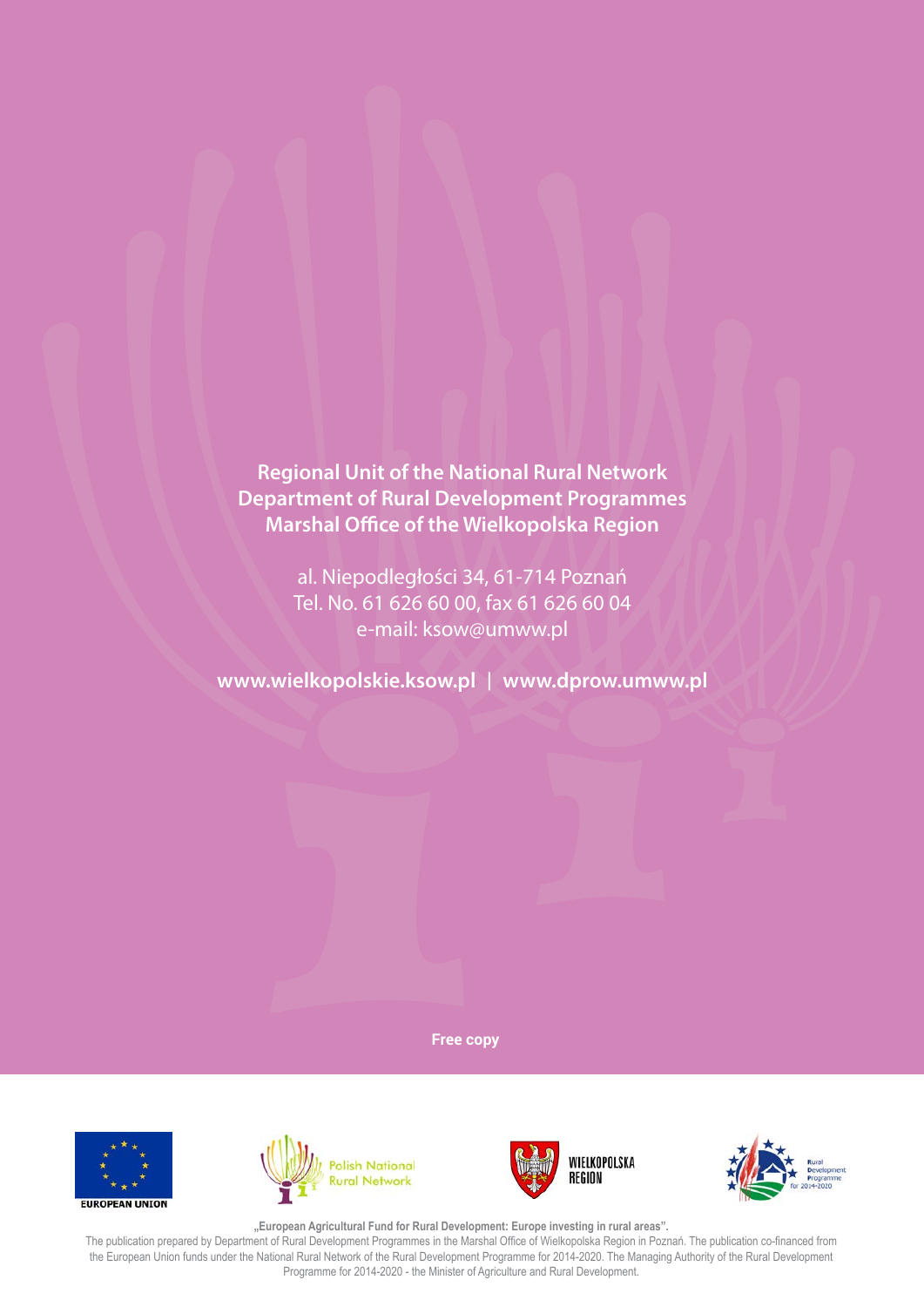**Regional Unit of the National Rural Network**
**Department of Rural Development Programmes**
**Marshal Office of the Wielkopolska Region**

al. Niepodległości 34, 61-714 Poznań
Tel. No. 61 626 60 00, fax 61 626 60 04
e-mail: ksow@umww.pl

**www.wielkopolskie.ksow.pl | www.dprow.umww.pl**

**Free copy**

EUROPEAN UNION

Polish National Rural Network

WIELKOPOLSKA REGION

Rural Development Programme for 2014-2020

**„European Agricultural Fund for Rural Development: Europe investing in rural areas".**

The publication prepared by Department of Rural Development Programmes in the Marshal Office of Wielkopolska Region in Poznań. The publication co-financed from the European Union funds under the National Rural Network of the Rural Development Programme for 2014-2020. The Managing Authority of the Rural Development Programme for 2014-2020 - the Minister of Agriculture and Rural Development.